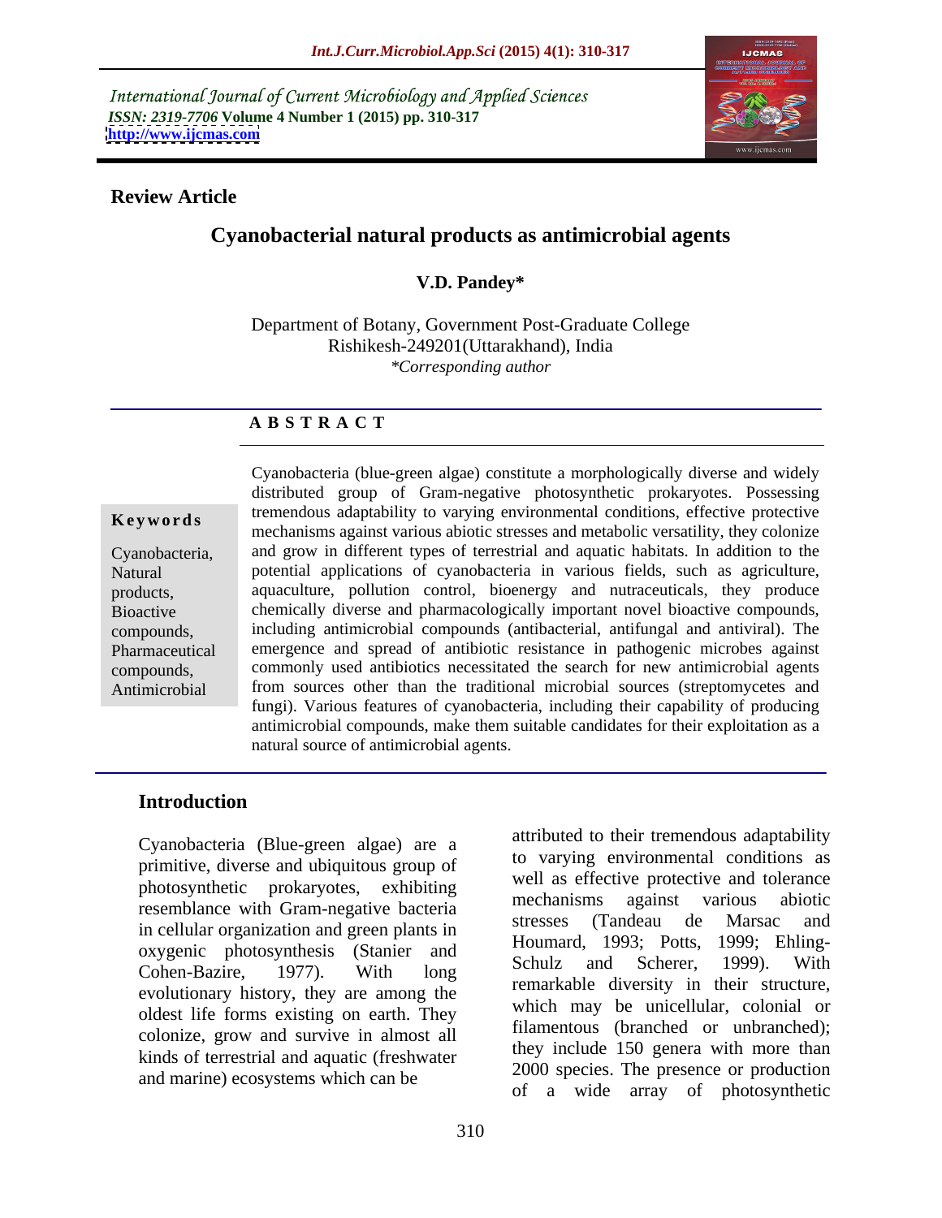International Journal of Current Microbiology and Applied Sciences
*ISSN: 2319-7706* **Volume 4 Number 1 (2015) pp. 310-317**
**http://www.ijcmas.com**

**Review Article**

# Cyanobacterial natural products as antimicrobial agents

**V.D. Pandey***

Department of Botany, Government Post-Graduate College
Rishikesh-249201(Uttarakhand), India
*\*Corresponding author*

## A B S T R A C T

**Keywords**

Cyanobacteria, Natural products, Bioactive compounds, Pharmaceutical compounds, Antimicrobial

Cyanobacteria (blue-green algae) constitute a morphologically diverse and widely distributed group of Gram-negative photosynthetic prokaryotes. Possessing tremendous adaptability to varying environmental conditions, effective protective mechanisms against various abiotic stresses and metabolic versatility, they colonize and grow in different types of terrestrial and aquatic habitats. In addition to the potential applications of cyanobacteria in various fields, such as agriculture, aquaculture, pollution control, bioenergy and nutraceuticals, they produce chemically diverse and pharmacologically important novel bioactive compounds, including antimicrobial compounds (antibacterial, antifungal and antiviral). The emergence and spread of antibiotic resistance in pathogenic microbes against commonly used antibiotics necessitated the search for new antimicrobial agents from sources other than the traditional microbial sources (streptomycetes and fungi). Various features of cyanobacteria, including their capability of producing antimicrobial compounds, make them suitable candidates for their exploitation as a natural source of antimicrobial agents.

## Introduction

Cyanobacteria (Blue-green algae) are a primitive, diverse and ubiquitous group of photosynthetic prokaryotes, exhibiting resemblance with Gram-negative bacteria in cellular organization and green plants in oxygenic photosynthesis (Stanier and Cohen-Bazire, 1977). With long evolutionary history, they are among the oldest life forms existing on earth. They colonize, grow and survive in almost all kinds of terrestrial and aquatic (freshwater and marine) ecosystems which can be attributed to their tremendous adaptability to varying environmental conditions as well as effective protective and tolerance mechanisms against various abiotic stresses (Tandeau de Marsac and Houmard, 1993; Potts, 1999; Ehling-Schulz and Scherer, 1999). With remarkable diversity in their structure, which may be unicellular, colonial or filamentous (branched or unbranched); they include 150 genera with more than 2000 species. The presence or production of a wide array of photosynthetic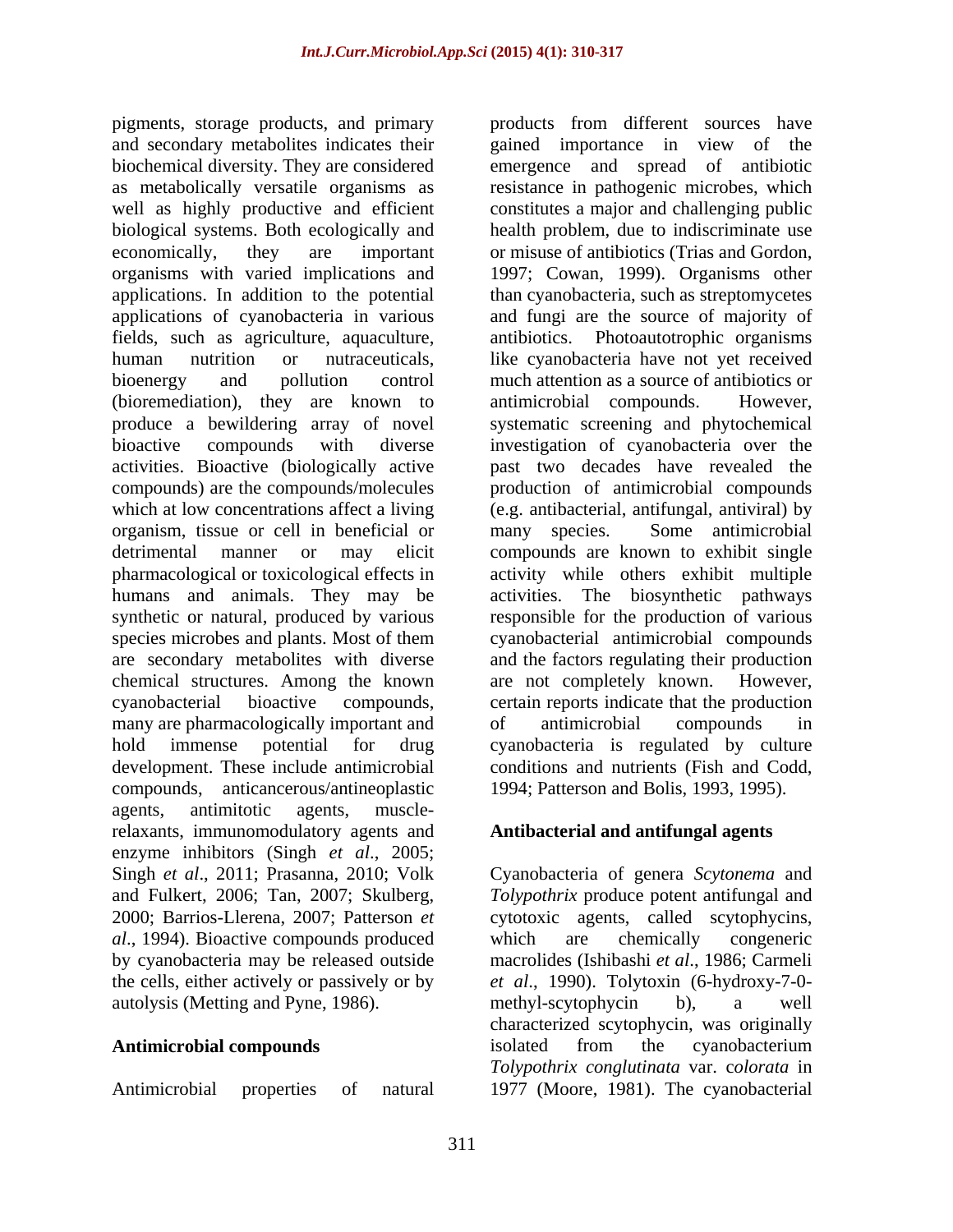pigments, storage products, and primary and secondary metabolites indicates their biochemical diversity. They are considered as metabolically versatile organisms as well as highly productive and efficient biological systems. Both ecologically and economically, they are important organisms with varied implications and applications. In addition to the potential applications of cyanobacteria in various fields, such as agriculture, aquaculture, human nutrition or nutraceuticals, bioenergy and pollution control (bioremediation), they are known to produce a bewildering array of novel bioactive compounds with diverse activities. Bioactive (biologically active compounds) are the compounds/molecules which at low concentrations affect a living organism, tissue or cell in beneficial or detrimental manner or may elicit pharmacological or toxicological effects in humans and animals. They may be synthetic or natural, produced by various species microbes and plants. Most of them are secondary metabolites with diverse chemical structures. Among the known cyanobacterial bioactive compounds, many are pharmacologically important and hold immense potential for drug development. These include antimicrobial compounds, anticancerous/antineoplastic agents, antimitotic agents, muscle-relaxants, immunomodulatory agents and enzyme inhibitors (Singh *et al*., 2005; Singh *et al*., 2011; Prasanna, 2010; Volk and Fulkert, 2006; Tan, 2007; Skulberg, 2000; Barrios-Llerena, 2007; Patterson *et al*., 1994). Bioactive compounds produced by cyanobacteria may be released outside the cells, either actively or passively or by autolysis (Metting and Pyne, 1986).

## Antimicrobial compounds

Antimicrobial properties of natural products from different sources have gained importance in view of the emergence and spread of antibiotic resistance in pathogenic microbes, which constitutes a major and challenging public health problem, due to indiscriminate use or misuse of antibiotics (Trias and Gordon, 1997; Cowan, 1999). Organisms other than cyanobacteria, such as streptomycetes and fungi are the source of majority of antibiotics. Photoautotrophic organisms like cyanobacteria have not yet received much attention as a source of antibiotics or antimicrobial compounds. However, systematic screening and phytochemical investigation of cyanobacteria over the past two decades have revealed the production of antimicrobial compounds (e.g. antibacterial, antifungal, antiviral) by many species. Some antimicrobial compounds are known to exhibit single activity while others exhibit multiple activities. The biosynthetic pathways responsible for the production of various cyanobacterial antimicrobial compounds and the factors regulating their production are not completely known. However, certain reports indicate that the production of antimicrobial compounds in cyanobacteria is regulated by culture conditions and nutrients (Fish and Codd, 1994; Patterson and Bolis, 1993, 1995).

## Antibacterial and antifungal agents

Cyanobacteria of genera *Scytonema* and *Tolypothrix* produce potent antifungal and cytotoxic agents, called scytophycins, which are chemically congeneric macrolides (Ishibashi *et al*., 1986; Carmeli *et al*., 1990). Tolytoxin (6-hydroxy-7-0-methyl-scytophycin b), a well characterized scytophycin, was originally isolated from the cyanobacterium *Tolypothrix conglutinata* var. *colorata* in 1977 (Moore, 1981). The cyanobacterial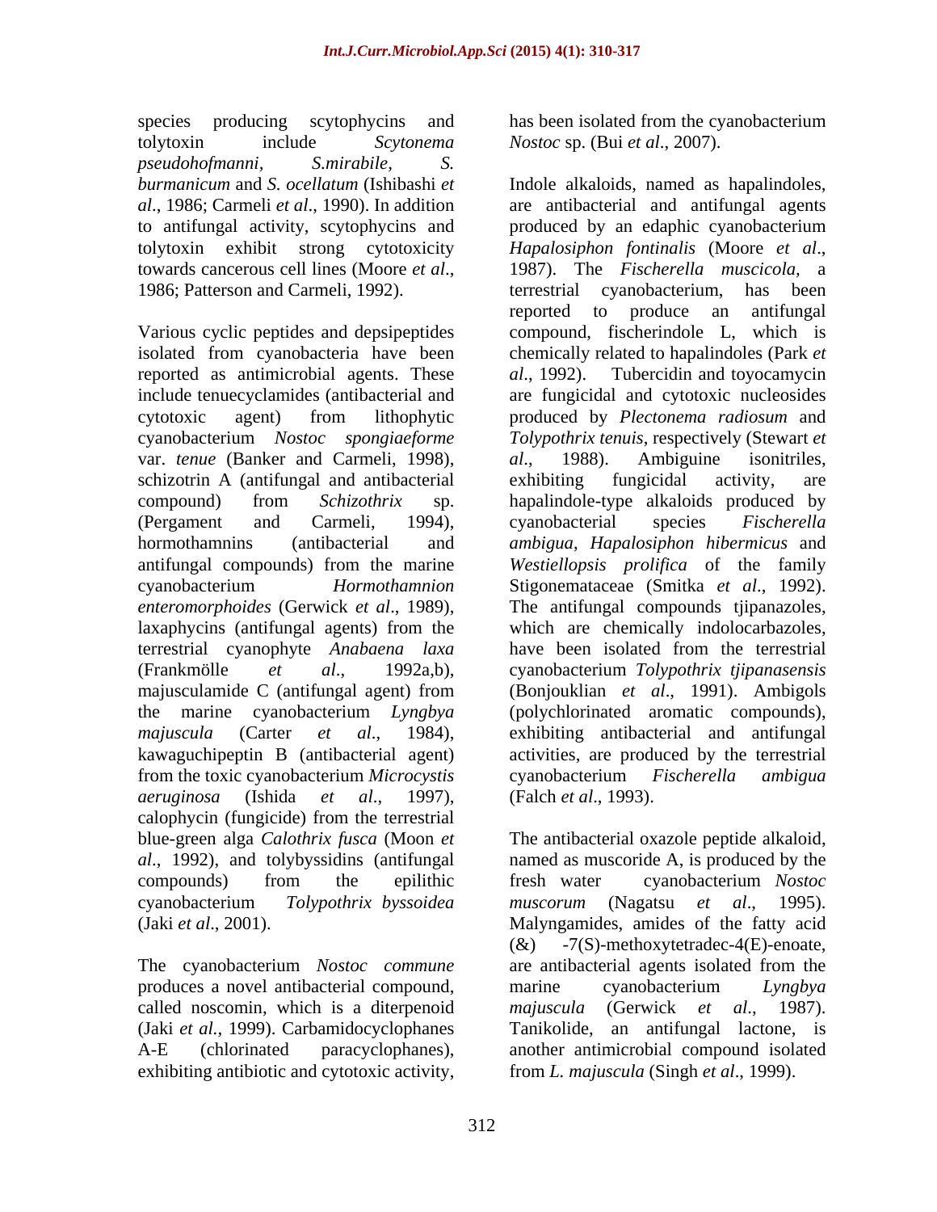species producing scytophycins and tolytoxin include *Scytonema pseudohofmanni*, *S.mirabile*, *S. burmanicum* and *S. ocellatum* (Ishibashi *et al*., 1986; Carmeli *et al*., 1990). In addition to antifungal activity, scytophycins and tolytoxin exhibit strong cytotoxicity towards cancerous cell lines (Moore *et al*., 1986; Patterson and Carmeli, 1992).

Various cyclic peptides and depsipeptides isolated from cyanobacteria have been reported as antimicrobial agents. These include tenuecyclamides (antibacterial and cytotoxic agent) from lithophytic cyanobacterium *Nostoc spongiaeforme* var. *tenue* (Banker and Carmeli, 1998), schizotrin A (antifungal and antibacterial compound) from *Schizothrix* sp. (Pergament and Carmeli, 1994), hormothamnins (antibacterial and antifungal compounds) from the marine cyanobacterium *Hormothamnion enteromorphoides* (Gerwick *et al*., 1989), laxaphycins (antifungal agents) from the terrestrial cyanophyte *Anabaena laxa* (Frankmölle *et al*., 1992a,b), majusculamide C (antifungal agent) from the marine cyanobacterium *Lyngbya majuscula* (Carter *et al*., 1984), kawaguchipeptin B (antibacterial agent) from the toxic cyanobacterium *Microcystis aeruginosa* (Ishida *et al*., 1997), calophycin (fungicide) from the terrestrial blue-green alga *Calothrix fusca* (Moon *et al*., 1992), and tolybyssidins (antifungal compounds) from the epilithic cyanobacterium *Tolypothrix byssoidea* (Jaki *et al*., 2001).

The cyanobacterium *Nostoc commune* produces a novel antibacterial compound, called noscomin, which is a diterpenoid (Jaki *et al.,* 1999). Carbamidocyclophanes A-E (chlorinated paracyclophanes), exhibiting antibiotic and cytotoxic activity, has been isolated from the cyanobacterium *Nostoc* sp. (Bui *et al*., 2007).

Indole alkaloids, named as hapalindoles, are antibacterial and antifungal agents produced by an edaphic cyanobacterium *Hapalosiphon fontinalis* (Moore *et al*., 1987). The *Fischerella muscicola*, a terrestrial cyanobacterium, has been reported to produce an antifungal compound, fischerindole L, which is chemically related to hapalindoles (Park *et al*., 1992). Tubercidin and toyocamycin are fungicidal and cytotoxic nucleosides produced by *Plectonema radiosum* and *Tolypothrix tenuis*, respectively (Stewart *et al*., 1988). Ambiguine isonitriles, exhibiting fungicidal activity, are hapalindole-type alkaloids produced by cyanobacterial species *Fischerella ambigua*, *Hapalosiphon hibermicus* and *Westiellopsis prolifica* of the family Stigonemataceae (Smitka *et al*., 1992). The antifungal compounds tjipanazoles, which are chemically indolocarbazoles, have been isolated from the terrestrial cyanobacterium *Tolypothrix tjipanasensis* (Bonjouklian *et al*., 1991). Ambigols (polychlorinated aromatic compounds), exhibiting antibacterial and antifungal activities, are produced by the terrestrial cyanobacterium *Fischerella ambigua* (Falch *et al*., 1993).

The antibacterial oxazole peptide alkaloid, named as muscoride A, is produced by the fresh water cyanobacterium *Nostoc muscorum* (Nagatsu *et al*., 1995). Malyngamides, amides of the fatty acid (&) -7(S)-methoxytetradec-4(E)-enoate, are antibacterial agents isolated from the marine cyanobacterium *Lyngbya majuscula* (Gerwick *et al*., 1987). Tanikolide, an antifungal lactone, is another antimicrobial compound isolated from *L. majuscula* (Singh *et al*., 1999).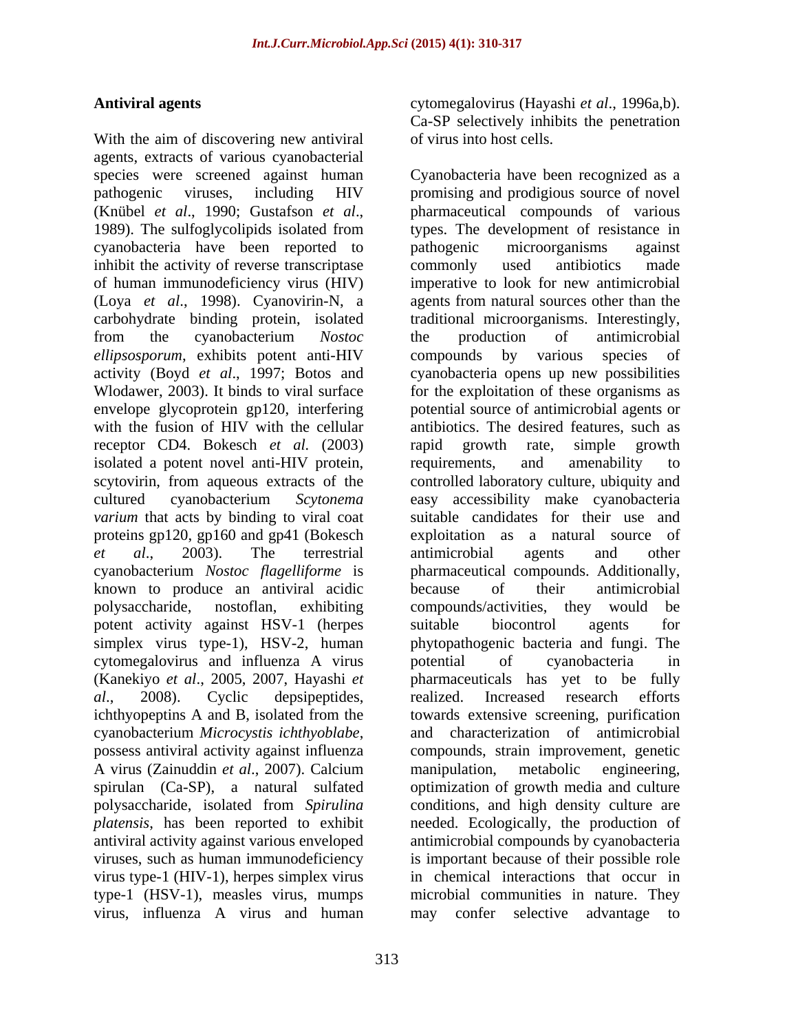**Antiviral agents**

With the aim of discovering new antiviral agents, extracts of various cyanobacterial species were screened against human pathogenic viruses, including HIV (Knübel *et al*., 1990; Gustafson *et al*., 1989). The sulfoglycolipids isolated from cyanobacteria have been reported to inhibit the activity of reverse transcriptase of human immunodeficiency virus (HIV) (Loya *et al*., 1998). Cyanovirin-N, a carbohydrate binding protein, isolated from the cyanobacterium *Nostoc ellipsosporum*, exhibits potent anti-HIV activity (Boyd *et al*., 1997; Botos and Wlodawer, 2003). It binds to viral surface envelope glycoprotein gp120, interfering with the fusion of HIV with the cellular receptor CD4. Bokesch *et al.* (2003) isolated a potent novel anti-HIV protein, scytovirin, from aqueous extracts of the cultured cyanobacterium *Scytonema varium* that acts by binding to viral coat proteins gp120, gp160 and gp41 (Bokesch *et al*., 2003). The terrestrial cyanobacterium *Nostoc flagelliforme* is known to produce an antiviral acidic polysaccharide, nostoflan, exhibiting potent activity against HSV-1 (herpes simplex virus type-1), HSV-2, human cytomegalovirus and influenza A virus (Kanekiyo *et al*., 2005, 2007, Hayashi *et al*., 2008). Cyclic depsipeptides, ichthyopeptins A and B, isolated from the cyanobacterium *Microcystis ichthyoblabe*, possess antiviral activity against influenza A virus (Zainuddin *et al*., 2007). Calcium spirulan (Ca-SP), a natural sulfated polysaccharide, isolated from *Spirulina platensis*, has been reported to exhibit antiviral activity against various enveloped viruses, such as human immunodeficiency virus type-1 (HIV-1), herpes simplex virus type-1 (HSV-1), measles virus, mumps virus, influenza A virus and human cytomegalovirus (Hayashi *et al*., 1996a,b). Ca-SP selectively inhibits the penetration of virus into host cells.

Cyanobacteria have been recognized as a promising and prodigious source of novel pharmaceutical compounds of various types. The development of resistance in pathogenic microorganisms against commonly used antibiotics made imperative to look for new antimicrobial agents from natural sources other than the traditional microorganisms. Interestingly, the production of antimicrobial compounds by various species of cyanobacteria opens up new possibilities for the exploitation of these organisms as potential source of antimicrobial agents or antibiotics. The desired features, such as rapid growth rate, simple growth requirements, and amenability to controlled laboratory culture, ubiquity and easy accessibility make cyanobacteria suitable candidates for their use and exploitation as a natural source of antimicrobial agents and other pharmaceutical compounds. Additionally, because of their antimicrobial compounds/activities, they would be suitable biocontrol agents for phytopathogenic bacteria and fungi. The potential of cyanobacteria in pharmaceuticals has yet to be fully realized. Increased research efforts towards extensive screening, purification and characterization of antimicrobial compounds, strain improvement, genetic manipulation, metabolic engineering, optimization of growth media and culture conditions, and high density culture are needed. Ecologically, the production of antimicrobial compounds by cyanobacteria is important because of their possible role in chemical interactions that occur in microbial communities in nature. They may confer selective advantage to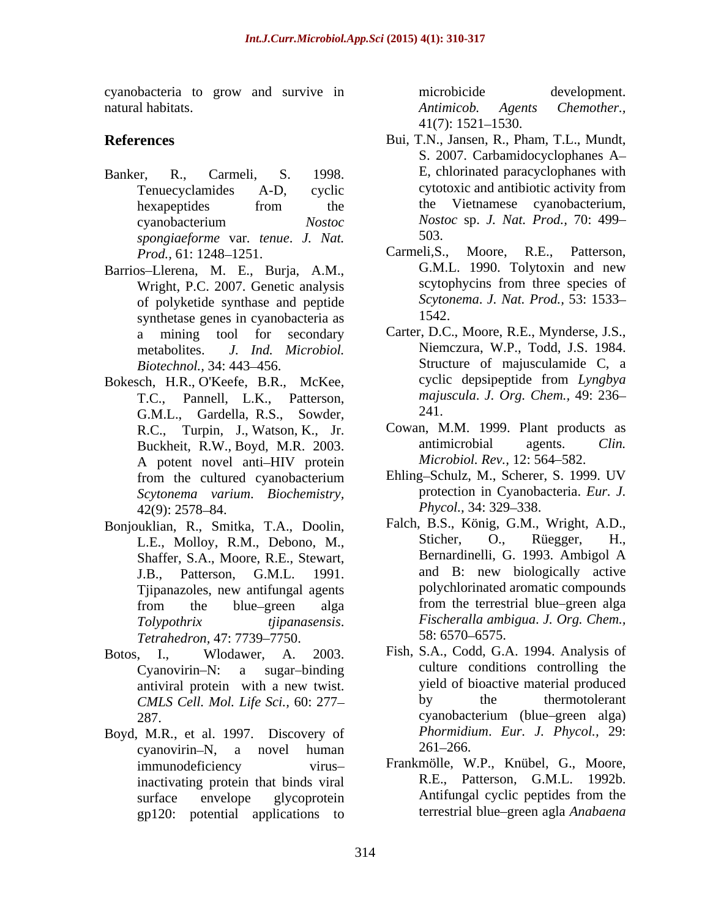cyanobacteria to grow and survive in natural habitats.

## References

Banker, R., Carmeli, S. 1998. Tenuecyclamides A-D, cyclic hexapeptides from the cyanobacterium *Nostoc spongiaeforme* var. *tenue*. *J. Nat. Prod.,* 61: 1248–1251.

Barrios–Llerena, M. E., Burja, A.M., Wright, P.C. 2007. Genetic analysis of polyketide synthase and peptide synthetase genes in cyanobacteria as a mining tool for secondary metabolites. *J. Ind. Microbiol. Biotechnol.,* 34: 443–456.

Bokesch, H.R., O'Keefe, B.R., McKee, T.C., Pannell, L.K., Patterson, G.M.L., Gardella, R.S., Sowder, R.C., Turpin, J., Watson, K., Jr. Buckheit, R.W., Boyd, M.R. 2003. A potent novel anti–HIV protein from the cultured cyanobacterium *Scytonema varium*. *Biochemistry,* 42(9): 2578–84.

Bonjouklian, R., Smitka, T.A., Doolin, L.E., Molloy, R.M., Debono, M., Shaffer, S.A., Moore, R.E., Stewart, J.B., Patterson, G.M.L. 1991. Tjipanazoles, new antifungal agents from the blue–green alga *Tolypothrix tjipanasensis*. *Tetrahedron*, 47: 7739–7750.

Botos, I., Wlodawer, A. 2003. Cyanovirin–N: a sugar–binding antiviral protein with a new twist. *CMLS Cell. Mol. Life Sci.,* 60: 277–287.

Boyd, M.R., et al. 1997. Discovery of cyanovirin–N, a novel human immunodeficiency virus–inactivating protein that binds viral surface envelope glycoprotein gp120: potential applications to microbicide development. *Antimicob. Agents Chemother.,* 41(7): 1521–1530.

Bui, T.N., Jansen, R., Pham, T.L., Mundt, S. 2007. Carbamidocyclophanes A–E, chlorinated paracyclophanes with cytotoxic and antibiotic activity from the Vietnamese cyanobacterium, *Nostoc* sp. *J. Nat. Prod.,* 70: 499–503.

Carmeli,S., Moore, R.E., Patterson, G.M.L. 1990. Tolytoxin and new scytophycins from three species of *Scytonema*. *J. Nat. Prod.,* 53: 1533–1542.

Carter, D.C., Moore, R.E., Mynderse, J.S., Niemczura, W.P., Todd, J.S. 1984. Structure of majusculamide C, a cyclic depsipeptide from *Lyngbya majuscula*. *J. Org. Chem.,* 49: 236–241.

Cowan, M.M. 1999. Plant products as antimicrobial agents. *Clin. Microbiol. Rev.,* 12: 564–582.

Ehling–Schulz, M., Scherer, S. 1999. UV protection in Cyanobacteria. *Eur. J. Phycol.,* 34: 329–338.

Falch, B.S., König, G.M., Wright, A.D., Sticher, O., Rüegger, H., Bernardinelli, G. 1993. Ambigol A and B: new biologically active polychlorinated aromatic compounds from the terrestrial blue–green alga *Fischeralla ambigua*. *J. Org. Chem.,* 58: 6570–6575.

Fish, S.A., Codd, G.A. 1994. Analysis of culture conditions controlling the yield of bioactive material produced by the thermotolerant cyanobacterium (blue–green alga) *Phormidium*. *Eur. J. Phycol.,* 29: 261–266.

Frankmölle, W.P., Knübel, G., Moore, R.E., Patterson, G.M.L. 1992b. Antifungal cyclic peptides from the terrestrial blue–green agla *Anabaena*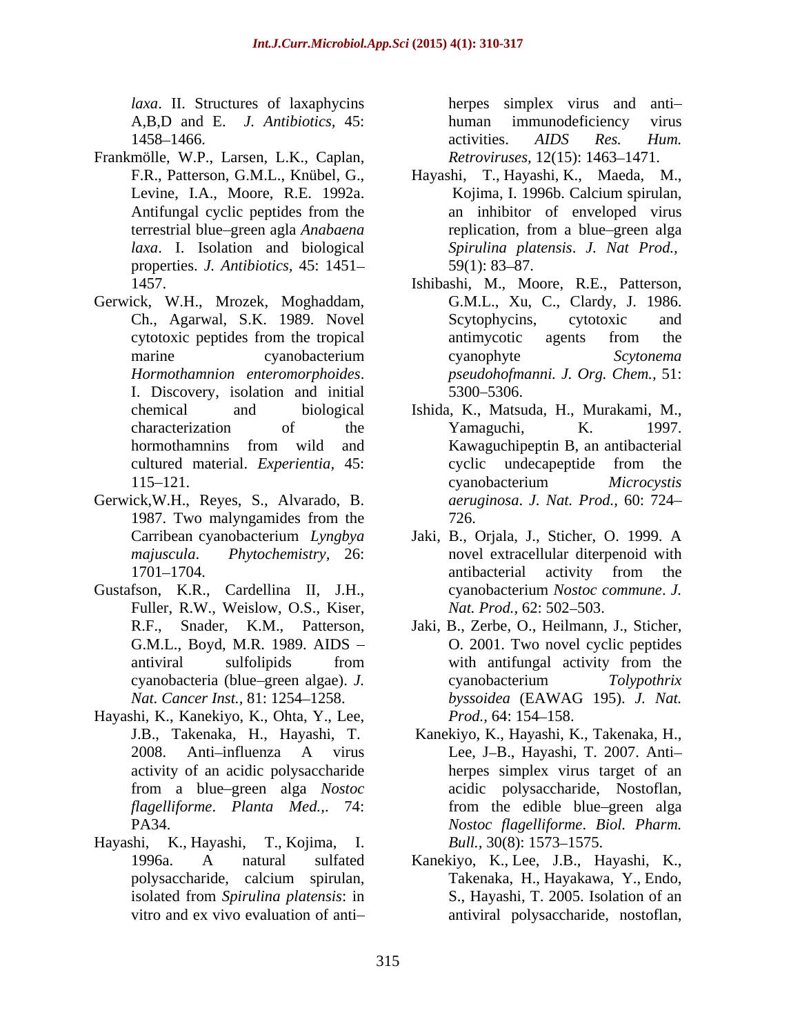laxa*. II. Structures of laxaphycins A,B,D and E. *J. Antibiotics,* 45: 1458–1466.

Frankmölle, W.P., Larsen, L.K., Caplan, F.R., Patterson, G.M.L., Knübel, G., Levine, I.A., Moore, R.E. 1992a. Antifungal cyclic peptides from the terrestrial blue–green agla *Anabaena laxa*. I. Isolation and biological properties. *J. Antibiotics,* 45: 1451–1457.

Gerwick, W.H., Mrozek, Moghaddam, Ch., Agarwal, S.K. 1989. Novel cytotoxic peptides from the tropical marine cyanobacterium *Hormothamnion enteromorphoides*. I. Discovery, isolation and initial chemical and biological characterization of the hormothamnins from wild and cultured material. *Experientia,* 45: 115–121.

Gerwick,W.H., Reyes, S., Alvarado, B. 1987. Two malyngamides from the Carribean cyanobacterium *Lyngbya majuscula*. *Phytochemistry,* 26: 1701–1704.

Gustafson, K.R., Cardellina II, J.H., Fuller, R.W., Weislow, O.S., Kiser, R.F., Snader, K.M., Patterson, G.M.L., Boyd, M.R. 1989. AIDS – antiviral sulfolipids from cyanobacteria (blue–green algae). *J. Nat. Cancer Inst.,* 81: 1254–1258.

Hayashi, K., Kanekiyo, K., Ohta, Y., Lee, J.B., Takenaka, H., Hayashi, T. 2008. Anti–influenza A virus activity of an acidic polysaccharide from a blue–green alga *Nostoc flagelliforme*. *Planta Med.,.* 74: PA34.

Hayashi, K., Hayashi, T., Kojima, I. 1996a. A natural sulfated polysaccharide, calcium spirulan, isolated from *Spirulina platensis*: in vitro and ex vivo evaluation of anti–herpes simplex virus and anti–human immunodeficiency virus activities. *AIDS Res. Hum. Retroviruses,* 12(15): 1463–1471.

Hayashi, T., Hayashi, K., Maeda, M., Kojima, I. 1996b. Calcium spirulan, an inhibitor of enveloped virus replication, from a blue–green alga *Spirulina platensis*. *J. Nat Prod.,* 59(1): 83–87.

Ishibashi, M., Moore, R.E., Patterson, G.M.L., Xu, C., Clardy, J. 1986. Scytophycins, cytotoxic and antimycotic agents from the cyanophyte *Scytonema pseudohofmanni. J. Org. Chem.,* 51: 5300–5306.

Ishida, K., Matsuda, H., Murakami, M., Yamaguchi, K. 1997. Kawaguchipeptin B, an antibacterial cyclic undecapeptide from the cyanobacterium *Microcystis aeruginosa*. *J. Nat. Prod.,* 60: 724–726.

Jaki, B., Orjala, J., Sticher, O. 1999. A novel extracellular diterpenoid with antibacterial activity from the cyanobacterium *Nostoc commune*. *J. Nat. Prod.,* 62: 502–503.

Jaki, B., Zerbe, O., Heilmann, J., Sticher, O. 2001. Two novel cyclic peptides with antifungal activity from the cyanobacterium *Tolypothrix byssoidea* (EAWAG 195). *J. Nat. Prod.,* 64: 154–158.

Kanekiyo, K., Hayashi, K., Takenaka, H., Lee, J–B., Hayashi, T. 2007. Anti–herpes simplex virus target of an acidic polysaccharide, Nostoflan, from the edible blue–green alga *Nostoc flagelliforme*. *Biol. Pharm. Bull.,* 30(8): 1573–1575.

Kanekiyo, K., Lee, J.B., Hayashi, K., Takenaka, H., Hayakawa, Y., Endo, S., Hayashi, T. 2005. Isolation of an antiviral polysaccharide, nostoflan,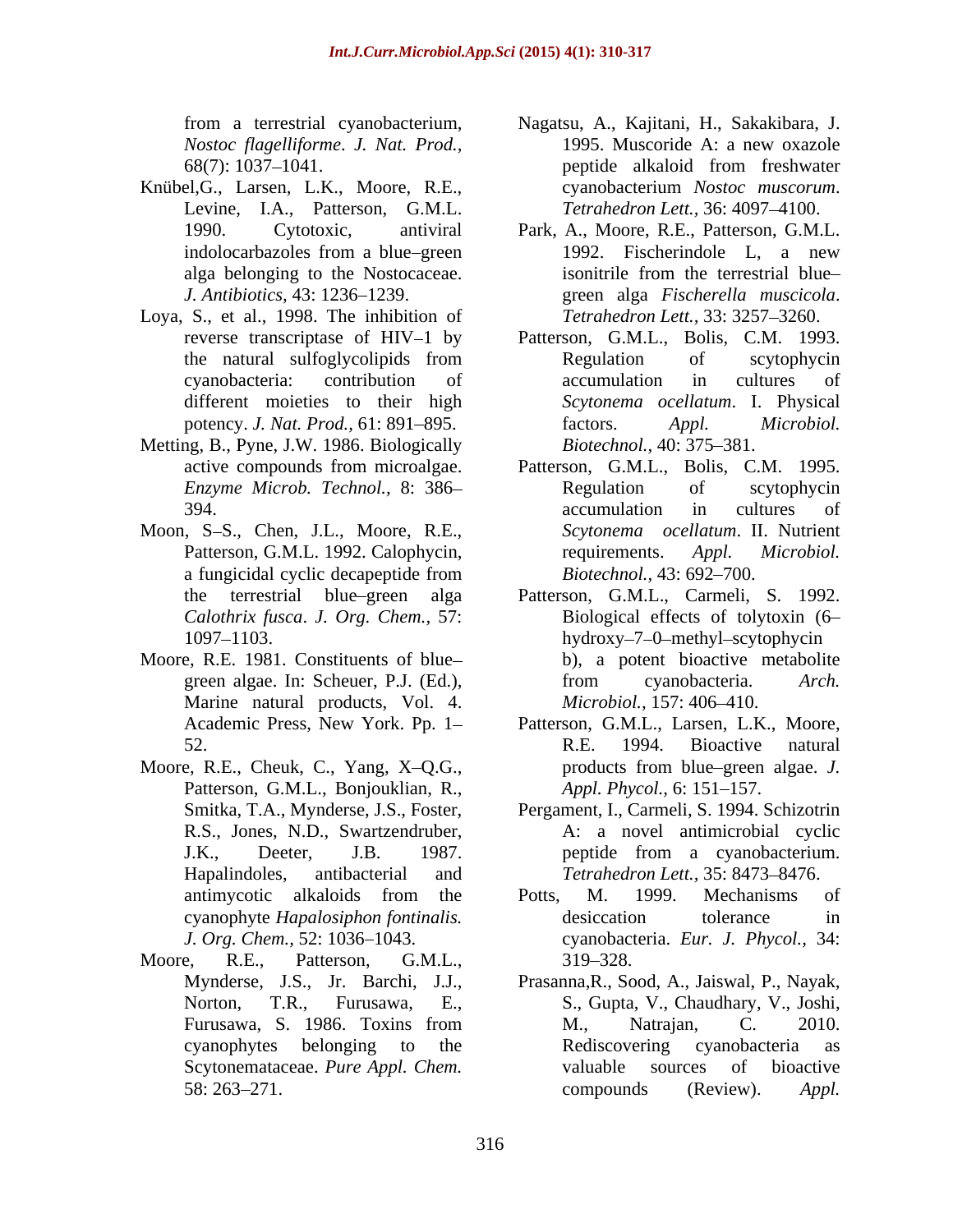from a terrestrial cyanobacterium, *Nostoc flagelliforme*. *J. Nat. Prod.,* 68(7): 1037–1041.

Knübel,G., Larsen, L.K., Moore, R.E., Levine, I.A., Patterson, G.M.L. 1990. Cytotoxic, antiviral indolocarbazoles from a blue–green alga belonging to the Nostocaceae. *J. Antibiotics,* 43: 1236–1239.

Loya, S., et al., 1998. The inhibition of reverse transcriptase of HIV–1 by the natural sulfoglycolipids from cyanobacteria: contribution of different moieties to their high potency. *J. Nat. Prod.,* 61: 891–895.

Metting, B., Pyne, J.W. 1986. Biologically active compounds from microalgae. *Enzyme Microb. Technol.,* 8: 386–394.

Moon, S–S., Chen, J.L., Moore, R.E., Patterson, G.M.L. 1992. Calophycin, a fungicidal cyclic decapeptide from the terrestrial blue–green alga *Calothrix fusca*. *J. Org. Chem.,* 57: 1097–1103.

Moore, R.E. 1981. Constituents of blue–green algae. In: Scheuer, P.J. (Ed.), Marine natural products, Vol. 4. Academic Press, New York. Pp. 1–52.

Moore, R.E., Cheuk, C., Yang, X–Q.G., Patterson, G.M.L., Bonjouklian, R., Smitka, T.A., Mynderse, J.S., Foster, R.S., Jones, N.D., Swartzendruber, J.K., Deeter, J.B. 1987. Hapalindoles, antibacterial and antimycotic alkaloids from the cyanophyte *Hapalosiphon fontinalis.* *J. Org. Chem.,* 52: 1036–1043.

Moore, R.E., Patterson, G.M.L., Mynderse, J.S., Jr. Barchi, J.J., Norton, T.R., Furusawa, E., Furusawa, S. 1986. Toxins from cyanophytes belonging to the Scytonemataceae. *Pure Appl. Chem.* 58: 263–271.

Nagatsu, A., Kajitani, H., Sakakibara, J. 1995. Muscoride A: a new oxazole peptide alkaloid from freshwater cyanobacterium *Nostoc muscorum*. *Tetrahedron Lett.,* 36: 4097–4100.

Park, A., Moore, R.E., Patterson, G.M.L. 1992. Fischerindole L, a new isonitrile from the terrestrial blue–green alga *Fischerella muscicola*. *Tetrahedron Lett.,* 33: 3257–3260.

Patterson, G.M.L., Bolis, C.M. 1993. Regulation of scytophycin accumulation in cultures of *Scytonema ocellatum*. I. Physical factors. *Appl. Microbiol. Biotechnol.,* 40: 375–381.

Patterson, G.M.L., Bolis, C.M. 1995. Regulation of scytophycin accumulation in cultures of *Scytonema ocellatum*. II. Nutrient requirements. *Appl. Microbiol. Biotechnol.,* 43: 692–700.

Patterson, G.M.L., Carmeli, S. 1992. Biological effects of tolytoxin (6–hydroxy–7–0–methyl–scytophycin b), a potent bioactive metabolite from cyanobacteria. *Arch. Microbiol.,* 157: 406–410.

Patterson, G.M.L., Larsen, L.K., Moore, R.E. 1994. Bioactive natural products from blue–green algae. *J. Appl. Phycol.,* 6: 151–157.

Pergament, I., Carmeli, S. 1994. Schizotrin A: a novel antimicrobial cyclic peptide from a cyanobacterium. *Tetrahedron Lett.,* 35: 8473–8476.

Potts, M. 1999. Mechanisms of desiccation tolerance in cyanobacteria. *Eur. J. Phycol.,* 34: 319–328.

Prasanna,R., Sood, A., Jaiswal, P., Nayak, S., Gupta, V., Chaudhary, V., Joshi, M., Natrajan, C. 2010. Rediscovering cyanobacteria as valuable sources of bioactive compounds (Review). *Appl.*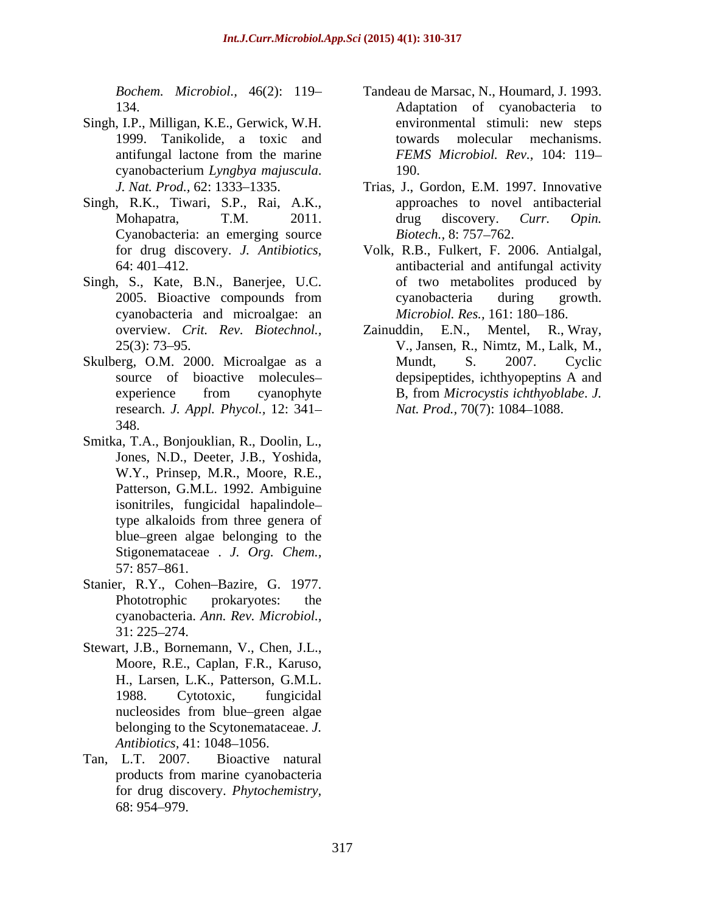*Bochem. Microbiol.,* 46(2): 119–134.

Singh, I.P., Milligan, K.E., Gerwick, W.H. 1999. Tanikolide, a toxic and antifungal lactone from the marine cyanobacterium *Lyngbya majuscula*. *J. Nat. Prod.,* 62: 1333–1335.

Singh, R.K., Tiwari, S.P., Rai, A.K., Mohapatra, T.M. 2011. Cyanobacteria: an emerging source for drug discovery. *J. Antibiotics*, 64: 401–412.

Singh, S., Kate, B.N., Banerjee, U.C. 2005. Bioactive compounds from cyanobacteria and microalgae: an overview. *Crit. Rev. Biotechnol.,* 25(3): 73–95.

Skulberg, O.M. 2000. Microalgae as a source of bioactive molecules–experience from cyanophyte research. *J. Appl. Phycol.,* 12: 341–348.

Smitka, T.A., Bonjouklian, R., Doolin, L., Jones, N.D., Deeter, J.B., Yoshida, W.Y., Prinsep, M.R., Moore, R.E., Patterson, G.M.L. 1992. Ambiguine isonitriles, fungicidal hapalindole–type alkaloids from three genera of blue–green algae belonging to the Stigonemataceae . *J. Org. Chem.,* 57: 857–861.

Stanier, R.Y., Cohen–Bazire, G. 1977. Phototrophic prokaryotes: the cyanobacteria. *Ann. Rev. Microbiol.,* 31: 225–274.

Stewart, J.B., Bornemann, V., Chen, J.L., Moore, R.E., Caplan, F.R., Karuso, H., Larsen, L.K., Patterson, G.M.L. 1988. Cytotoxic, fungicidal nucleosides from blue–green algae belonging to the Scytonemataceae. *J. Antibiotics*, 41: 1048–1056.

Tan, L.T. 2007. Bioactive natural products from marine cyanobacteria for drug discovery. *Phytochemistry,* 68: 954–979.

Tandeau de Marsac, N., Houmard, J. 1993. Adaptation of cyanobacteria to environmental stimuli: new steps towards molecular mechanisms. *FEMS Microbiol. Rev.,* 104: 119–190.

Trias, J., Gordon, E.M. 1997. Innovative approaches to novel antibacterial drug discovery. *Curr. Opin. Biotech.,* 8: 757–762.

Volk, R.B., Fulkert, F. 2006. Antialgal, antibacterial and antifungal activity of two metabolites produced by cyanobacteria during growth. *Microbiol. Res.,* 161: 180–186.

Zainuddin, E.N., Mentel, R., Wray, V., Jansen, R., Nimtz, M., Lalk, M., Mundt, S. 2007. Cyclic depsipeptides, ichthyopeptins A and B, from *Microcystis ichthyoblabe*. *J. Nat. Prod.,* 70(7): 1084–1088.